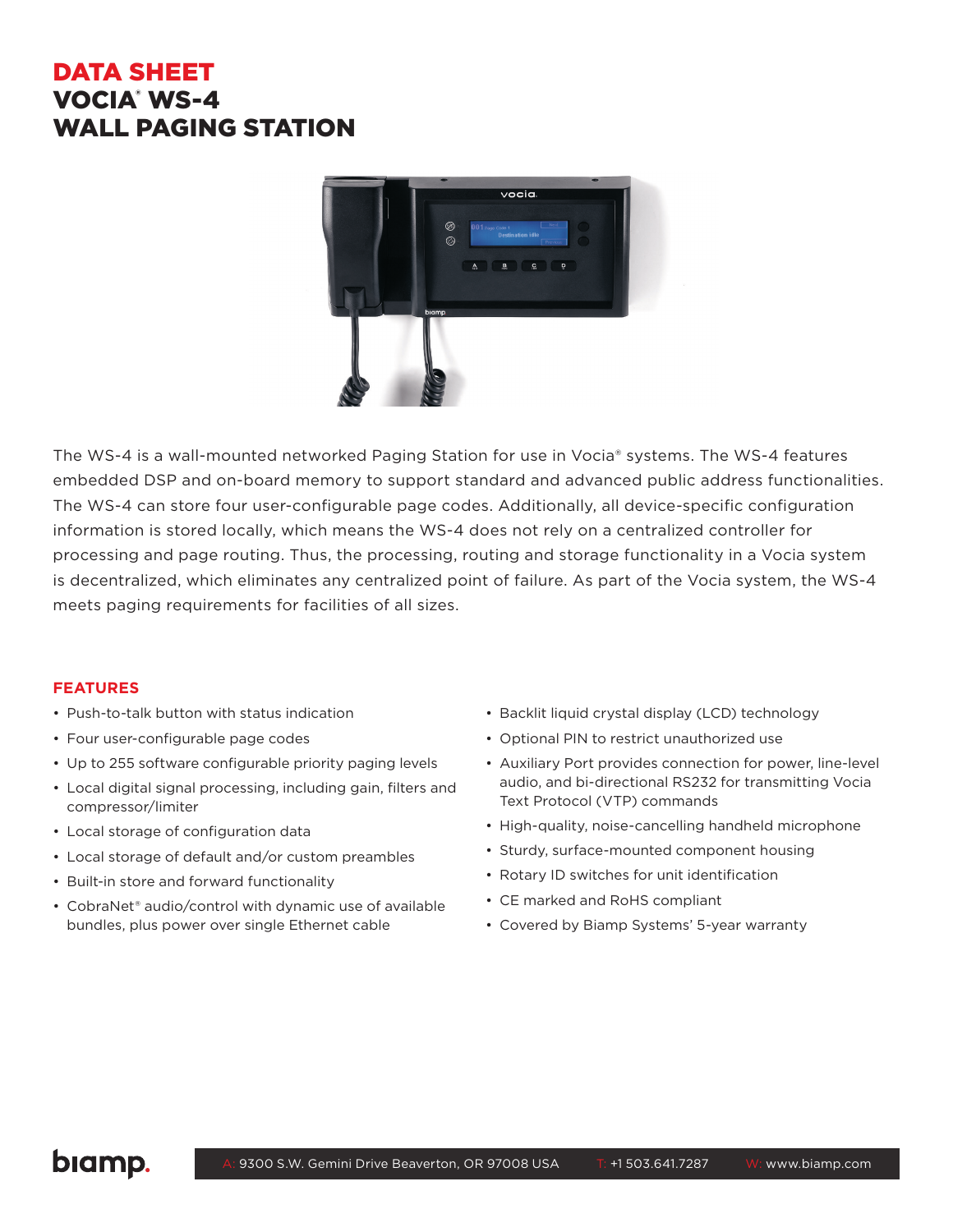# DATA SHEET
# VOCIA® WS-4
# WALL PAGING STATION

The WS-4 is a wall-mounted networked Paging Station for use in Vocia® systems. The WS-4 features embedded DSP and on-board memory to support standard and advanced public address functionalities. The WS-4 can store four user-configurable page codes. Additionally, all device-specific configuration information is stored locally, which means the WS-4 does not rely on a centralized controller for processing and page routing. Thus, the processing, routing and storage functionality in a Vocia system is decentralized, which eliminates any centralized point of failure. As part of the Vocia system, the WS-4 meets paging requirements for facilities of all sizes.

## FEATURES

- Push-to-talk button with status indication
- Four user-configurable page codes
- Up to 255 software configurable priority paging levels
- Local digital signal processing, including gain, filters and compressor/limiter
- Local storage of configuration data
- Local storage of default and/or custom preambles
- Built-in store and forward functionality
- CobraNet® audio/control with dynamic use of available bundles, plus power over single Ethernet cable
- Backlit liquid crystal display (LCD) technology
- Optional PIN to restrict unauthorized use
- Auxiliary Port provides connection for power, line-level audio, and bi-directional RS232 for transmitting Vocia Text Protocol (VTP) commands
- High-quality, noise-cancelling handheld microphone
- Sturdy, surface-mounted component housing
- Rotary ID switches for unit identification
- CE marked and RoHS compliant
- Covered by Biamp Systems' 5-year warranty

biamp.

A: 9300 S.W. Gemini Drive Beaverton, OR 97008 USA T: +1 503.641.7287 W: www.biamp.com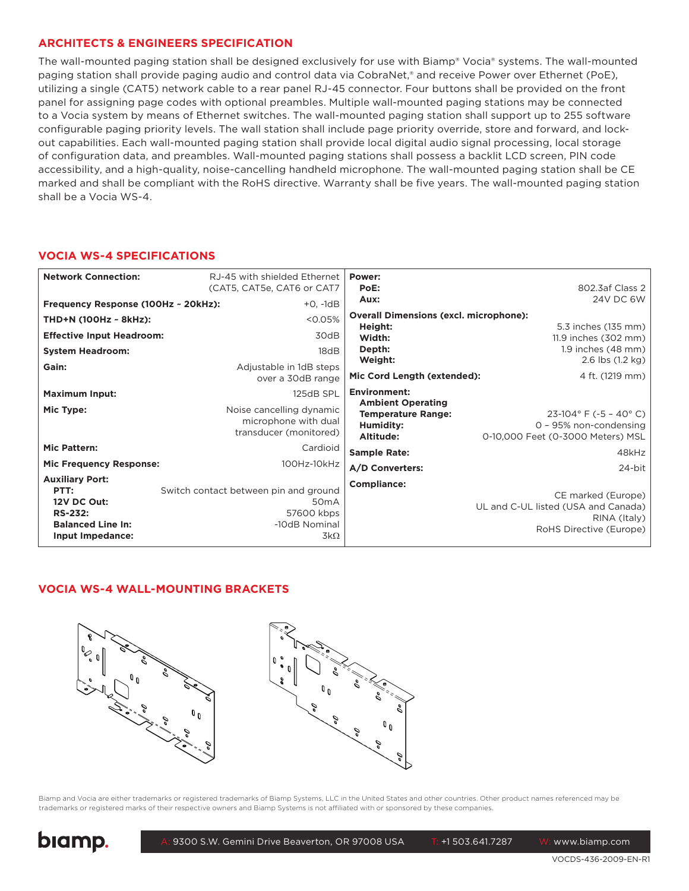## ARCHITECTS & ENGINEERS SPECIFICATION

The wall-mounted paging station shall be designed exclusively for use with Biamp® Vocia® systems. The wall-mounted paging station shall provide paging audio and control data via CobraNet,® and receive Power over Ethernet (PoE), utilizing a single (CAT5) network cable to a rear panel RJ-45 connector. Four buttons shall be provided on the front panel for assigning page codes with optional preambles. Multiple wall-mounted paging stations may be connected to a Vocia system by means of Ethernet switches. The wall-mounted paging station shall support up to 255 software configurable paging priority levels. The wall station shall include page priority override, store and forward, and lock-out capabilities. Each wall-mounted paging station shall provide local digital audio signal processing, local storage of configuration data, and preambles. Wall-mounted paging stations shall possess a backlit LCD screen, PIN code accessibility, and a high-quality, noise-cancelling handheld microphone. The wall-mounted paging station shall be CE marked and shall be compliant with the RoHS directive. Warranty shall be five years. The wall-mounted paging station shall be a Vocia WS-4.

## VOCIA WS-4 SPECIFICATIONS

| | | | |
|---|---|---|---|
| **Network Connection:** | RJ-45 with shielded Ethernet (CAT5, CAT5e, CAT6 or CAT7 | **Power:** | |
| | | **PoE:** | 802.3af Class 2 |
| **Frequency Response (100Hz ~ 20kHz):** | +0, -1dB | **Aux:** | 24V DC 6W |
| **THD+N (100Hz ~ 8kHz):** | <0.05% | **Overall Dimensions (excl. microphone):** | |
| **Effective Input Headroom:** | 30dB | **Height:** | 5.3 inches (135 mm) |
| **System Headroom:** | 18dB | **Width:** | 11.9 inches (302 mm) |
| **Gain:** | Adjustable in 1dB steps over a 30dB range | **Depth:** | 1.9 inches (48 mm) |
| | | **Weight:** | 2.6 lbs (1.2 kg) |
| | | **Mic Cord Length (extended):** | 4 ft. (1219 mm) |
| **Maximum Input:** | 125dB SPL | **Environment:** | |
| **Mic Type:** | Noise cancelling dynamic microphone with dual transducer (monitored) | **Ambient Operating Temperature Range:** | 23-104° F (-5 – 40° C) |
| | | **Humidity:** | 0 – 95% non-condensing |
| | | **Altitude:** | 0-10,000 Feet (0-3000 Meters) MSL |
| **Mic Pattern:** | Cardioid | **Sample Rate:** | 48kHz |
| **Mic Frequency Response:** | 100Hz-10kHz | **A/D Converters:** | 24-bit |
| **Auxiliary Port:** | | **Compliance:** | |
| **PTT:** | Switch contact between pin and ground | | CE marked (Europe) |
| **12V DC Out:** | 50mA | | UL and C-UL listed (USA and Canada) |
| **RS-232:** | 57600 kbps | | RINA (Italy) |
| **Balanced Line In:** | -10dB Nominal | | RoHS Directive (Europe) |
| **Input Impedance:** | 3kΩ | | |

## VOCIA WS-4 WALL-MOUNTING BRACKETS

Biamp and Vocia are either trademarks or registered trademarks of Biamp Systems, LLC in the United States and other countries. Other product names referenced may be trademarks or registered marks of their respective owners and Biamp Systems is not affiliated with or sponsored by these companies.

biamp.

A: 9300 S.W. Gemini Drive Beaverton, OR 97008 USA T: +1 503.641.7287 W: www.biamp.com

VOCDS-436-2009-EN-R1